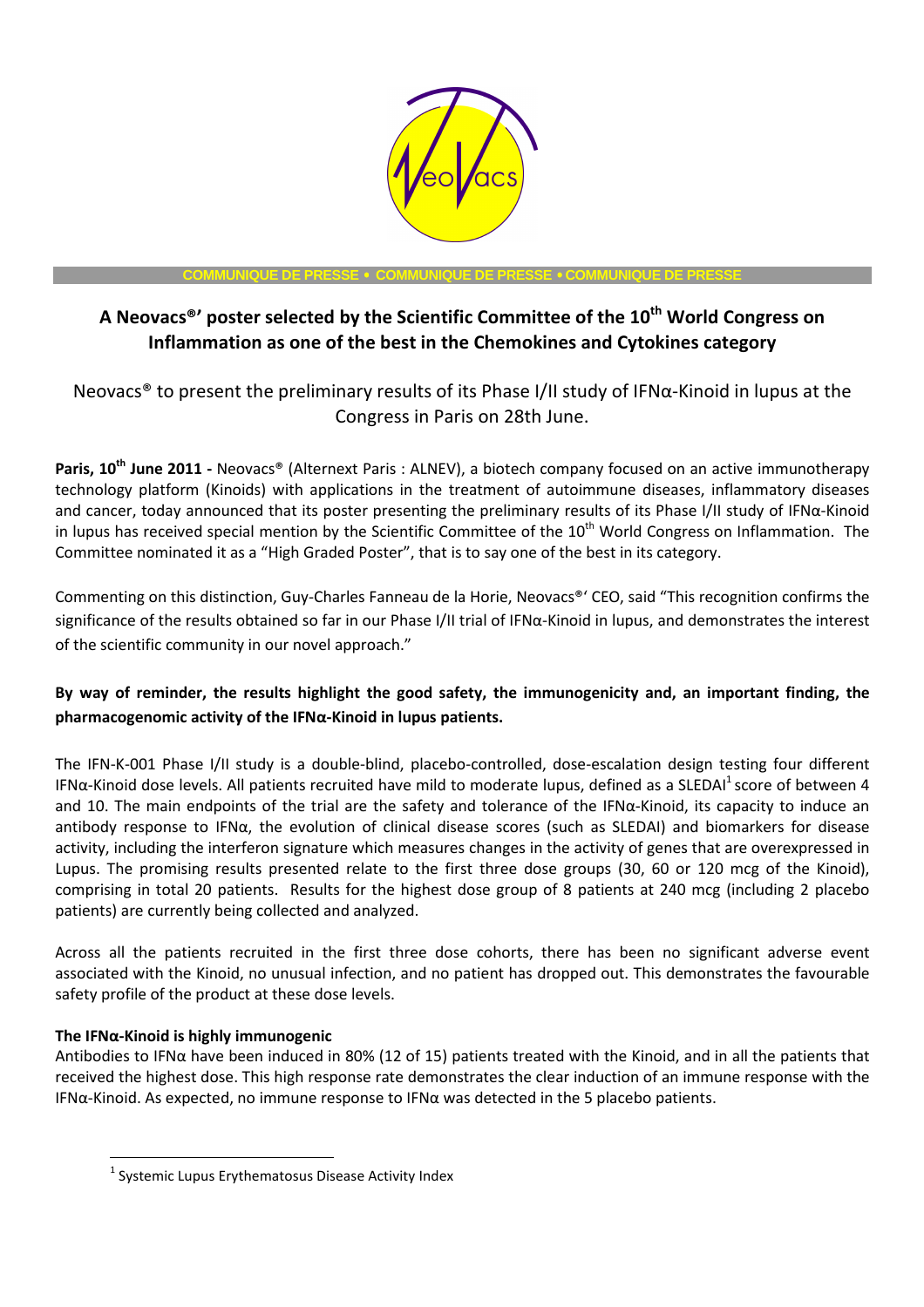COMMUNIQUE DE PRESSE • COMMUNIQUE DE PRESSE • COMMUNIQUE DE PRESSE

# A Neovacs®' poster selected by the Scientific Committee of the 10th World Congress on Inflammation as one of the best in the Chemokines and Cytokines category

Neovacs® to present the preliminary results of its Phase I/II study of IFNα-Kinoid in lupus at the Congress in Paris on 28th June.

**Paris, 10th June 2011 -** Neovacs® (Alternext Paris : ALNEV), a biotech company focused on an active immunotherapy technology platform (Kinoids) with applications in the treatment of autoimmune diseases, inflammatory diseases and cancer, today announced that its poster presenting the preliminary results of its Phase I/II study of IFNα-Kinoid in lupus has received special mention by the Scientific Committee of the 10th World Congress on Inflammation. The Committee nominated it as a "High Graded Poster", that is to say one of the best in its category.

Commenting on this distinction, Guy-Charles Fanneau de la Horie, Neovacs®' CEO, said "This recognition confirms the significance of the results obtained so far in our Phase I/II trial of IFNα-Kinoid in lupus, and demonstrates the interest of the scientific community in our novel approach."

**By way of reminder, the results highlight the good safety, the immunogenicity and, an important finding, the pharmacogenomic activity of the IFNα-Kinoid in lupus patients.**

The IFN-K-001 Phase I/II study is a double-blind, placebo-controlled, dose-escalation design testing four different IFNα-Kinoid dose levels. All patients recruited have mild to moderate lupus, defined as a SLEDAI[1] score of between 4 and 10. The main endpoints of the trial are the safety and tolerance of the IFNα-Kinoid, its capacity to induce an antibody response to IFNα, the evolution of clinical disease scores (such as SLEDAI) and biomarkers for disease activity, including the interferon signature which measures changes in the activity of genes that are overexpressed in Lupus. The promising results presented relate to the first three dose groups (30, 60 or 120 mcg of the Kinoid), comprising in total 20 patients. Results for the highest dose group of 8 patients at 240 mcg (including 2 placebo patients) are currently being collected and analyzed.

Across all the patients recruited in the first three dose cohorts, there has been no significant adverse event associated with the Kinoid, no unusual infection, and no patient has dropped out. This demonstrates the favourable safety profile of the product at these dose levels.

**The IFNα-Kinoid is highly immunogenic**

Antibodies to IFNα have been induced in 80% (12 of 15) patients treated with the Kinoid, and in all the patients that received the highest dose. This high response rate demonstrates the clear induction of an immune response with the IFNα-Kinoid. As expected, no immune response to IFNα was detected in the 5 placebo patients.

[1] Systemic Lupus Erythematosus Disease Activity Index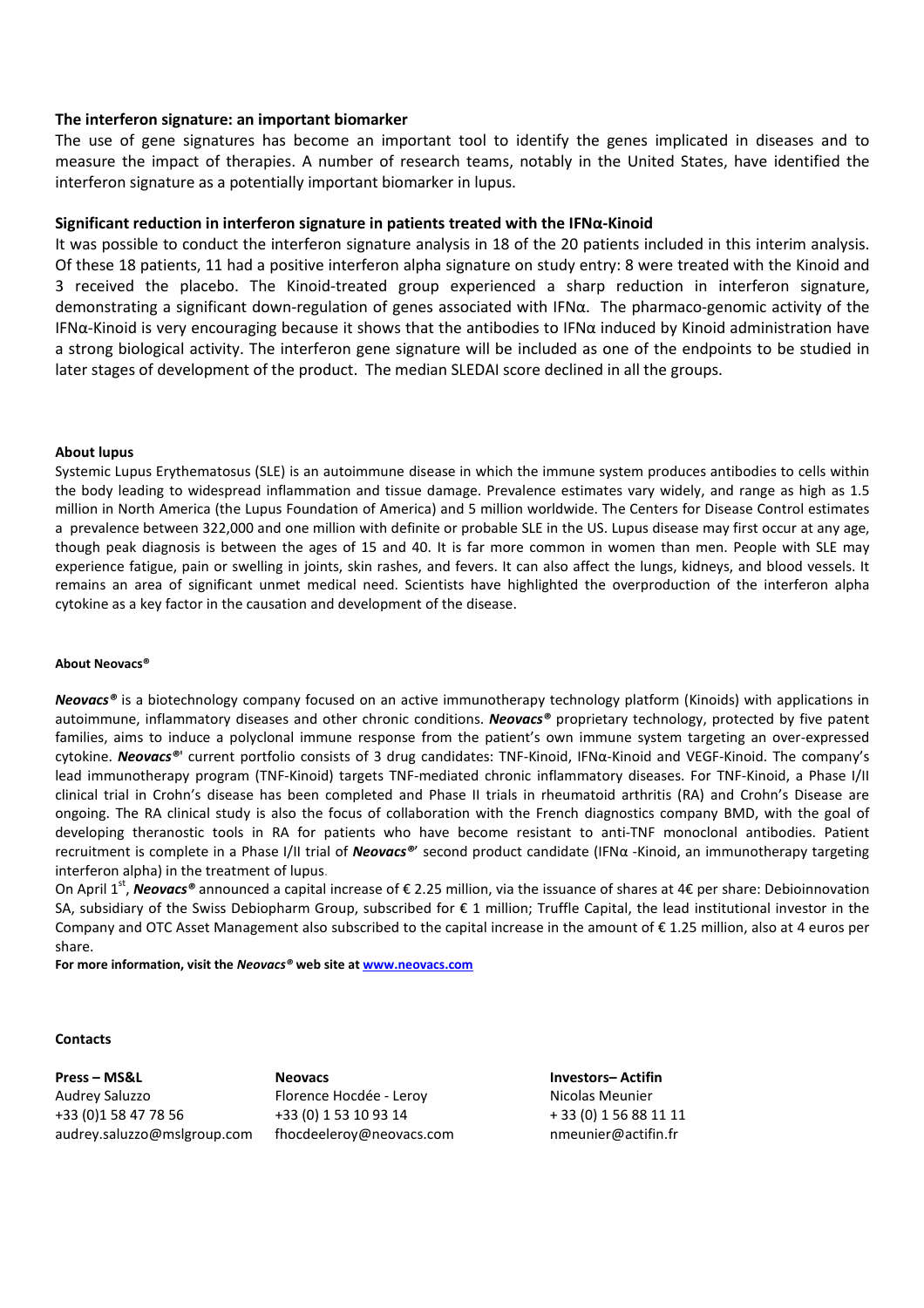### The interferon signature: an important biomarker

The use of gene signatures has become an important tool to identify the genes implicated in diseases and to measure the impact of therapies. A number of research teams, notably in the United States, have identified the interferon signature as a potentially important biomarker in lupus.

### Significant reduction in interferon signature in patients treated with the IFNα-Kinoid

It was possible to conduct the interferon signature analysis in 18 of the 20 patients included in this interim analysis. Of these 18 patients, 11 had a positive interferon alpha signature on study entry: 8 were treated with the Kinoid and 3 received the placebo. The Kinoid-treated group experienced a sharp reduction in interferon signature, demonstrating a significant down-regulation of genes associated with IFNα. The pharmaco-genomic activity of the IFNα-Kinoid is very encouraging because it shows that the antibodies to IFNα induced by Kinoid administration have a strong biological activity. The interferon gene signature will be included as one of the endpoints to be studied in later stages of development of the product. The median SLEDAI score declined in all the groups.

#### About lupus

Systemic Lupus Erythematosus (SLE) is an autoimmune disease in which the immune system produces antibodies to cells within the body leading to widespread inflammation and tissue damage. Prevalence estimates vary widely, and range as high as 1.5 million in North America (the Lupus Foundation of America) and 5 million worldwide. The Centers for Disease Control estimates a prevalence between 322,000 and one million with definite or probable SLE in the US. Lupus disease may first occur at any age, though peak diagnosis is between the ages of 15 and 40. It is far more common in women than men. People with SLE may experience fatigue, pain or swelling in joints, skin rashes, and fevers. It can also affect the lungs, kidneys, and blood vessels. It remains an area of significant unmet medical need. Scientists have highlighted the overproduction of the interferon alpha cytokine as a key factor in the causation and development of the disease.

#### About Neovacs®

***Neovacs®*** is a biotechnology company focused on an active immunotherapy technology platform (Kinoids) with applications in autoimmune, inflammatory diseases and other chronic conditions. ***Neovacs®*** proprietary technology, protected by five patent families, aims to induce a polyclonal immune response from the patient's own immune system targeting an over-expressed cytokine. ***Neovacs®***' current portfolio consists of 3 drug candidates: TNF-Kinoid, IFNα-Kinoid and VEGF-Kinoid. The company's lead immunotherapy program (TNF-Kinoid) targets TNF-mediated chronic inflammatory diseases. For TNF-Kinoid, a Phase I/II clinical trial in Crohn's disease has been completed and Phase II trials in rheumatoid arthritis (RA) and Crohn's Disease are ongoing. The RA clinical study is also the focus of collaboration with the French diagnostics company BMD, with the goal of developing theranostic tools in RA for patients who have become resistant to anti-TNF monoclonal antibodies. Patient recruitment is complete in a Phase I/II trial of ***Neovacs®***' second product candidate (IFNα -Kinoid, an immunotherapy targeting interferon alpha) in the treatment of lupus.

On April 1st, ***Neovacs®*** announced a capital increase of € 2.25 million, via the issuance of shares at 4€ per share: Debioinnovation SA, subsidiary of the Swiss Debiopharm Group, subscribed for € 1 million; Truffle Capital, the lead institutional investor in the Company and OTC Asset Management also subscribed to the capital increase in the amount of € 1.25 million, also at 4 euros per share.

**For more information, visit the *Neovacs®* web site at [www.neovacs.com](www.neovacs.com)**

#### Contacts

**Press – MS&L**
Audrey Saluzzo
+33 (0)1 58 47 78 56
audrey.saluzzo@mslgroup.com

**Neovacs**
Florence Hocdée - Leroy
+33 (0) 1 53 10 93 14
fhocdeeleroy@neovacs.com

**Investors– Actifin**
Nicolas Meunier
+ 33 (0) 1 56 88 11 11
nmeunier@actifin.fr